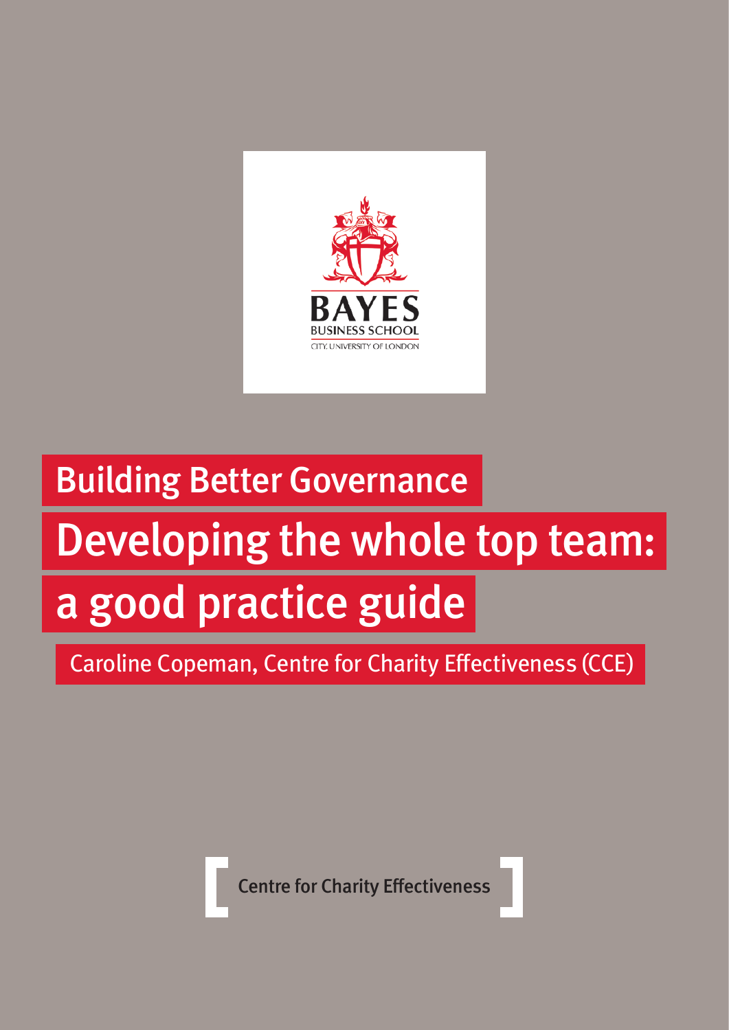BAYES
BUSINESS SCHOOL
CITY, UNIVERSITY OF LONDON

## Building Better Governance

# Developing the whole top team: a good practice guide

Caroline Copeman, Centre for Charity Effectiveness (CCE)

[ Centre for Charity Effectiveness ]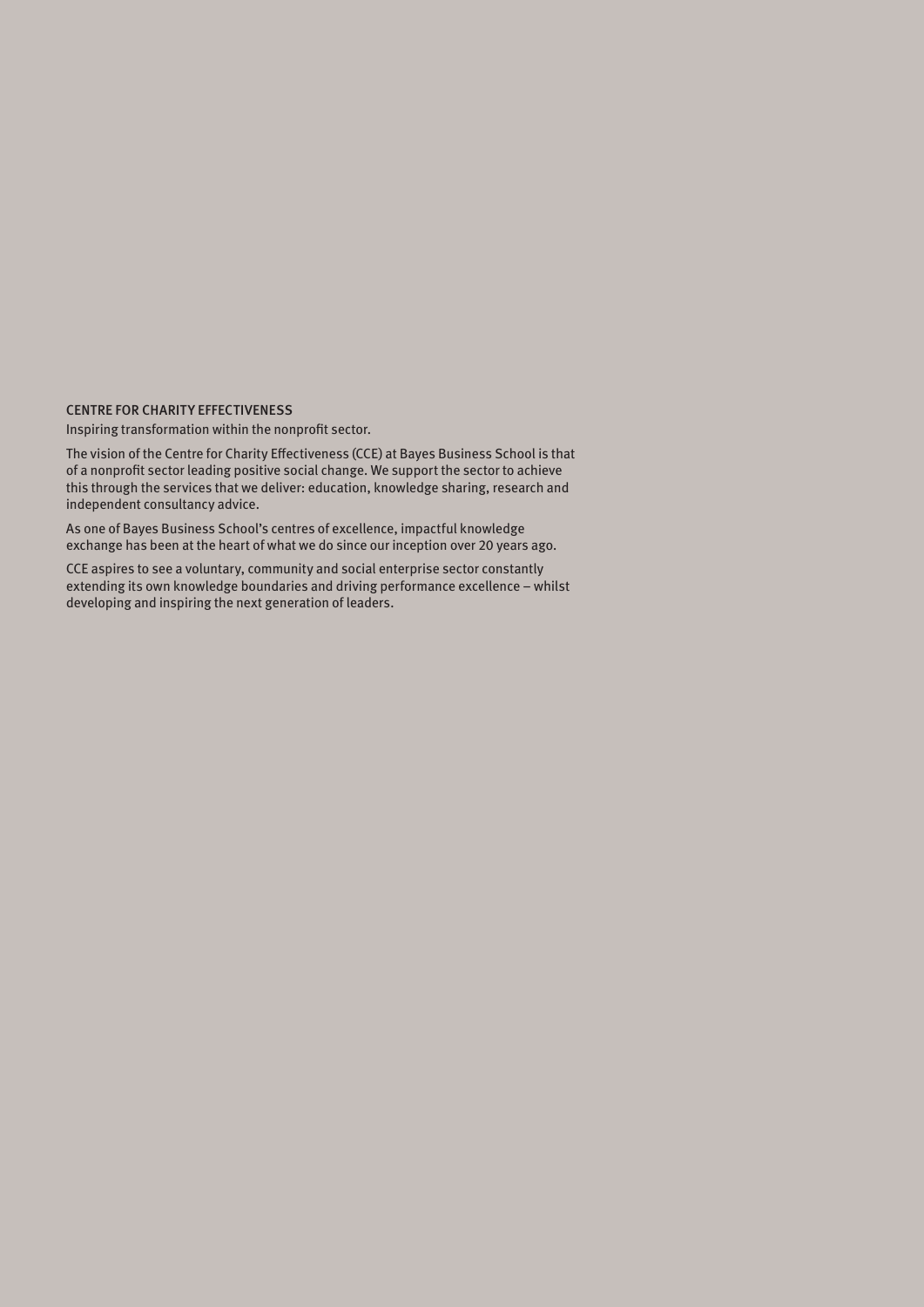## CENTRE FOR CHARITY EFFECTIVENESS

Inspiring transformation within the nonprofit sector.

The vision of the Centre for Charity Effectiveness (CCE) at Bayes Business School is that of a nonprofit sector leading positive social change. We support the sector to achieve this through the services that we deliver: education, knowledge sharing, research and independent consultancy advice.

As one of Bayes Business School's centres of excellence, impactful knowledge exchange has been at the heart of what we do since our inception over 20 years ago.

CCE aspires to see a voluntary, community and social enterprise sector constantly extending its own knowledge boundaries and driving performance excellence – whilst developing and inspiring the next generation of leaders.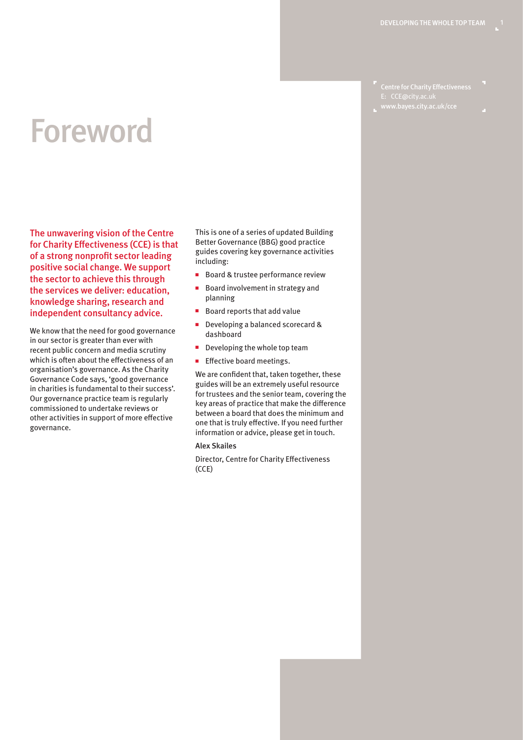# Foreword

**The unwavering vision of the Centre for Charity Effectiveness (CCE) is that of a strong nonprofit sector leading positive social change. We support the sector to achieve this through the services we deliver: education, knowledge sharing, research and independent consultancy advice.**

We know that the need for good governance in our sector is greater than ever with recent public concern and media scrutiny which is often about the effectiveness of an organisation's governance. As the Charity Governance Code says, 'good governance in charities is fundamental to their success'. Our governance practice team is regularly commissioned to undertake reviews or other activities in support of more effective governance.

This is one of a series of updated Building Better Governance (BBG) good practice guides covering key governance activities including:

- Board & trustee performance review
- Board involvement in strategy and planning
- Board reports that add value
- Developing a balanced scorecard & dashboard
- Developing the whole top team
- Effective board meetings.

We are confident that, taken together, these guides will be an extremely useful resource for trustees and the senior team, covering the key areas of practice that make the difference between a board that does the minimum and one that is truly effective. If you need further information or advice, please get in touch.

Alex Skailes

Director, Centre for Charity Effectiveness (CCE)

Centre for Charity Effectiveness
E: CCE@city.ac.uk
www.bayes.city.ac.uk/cce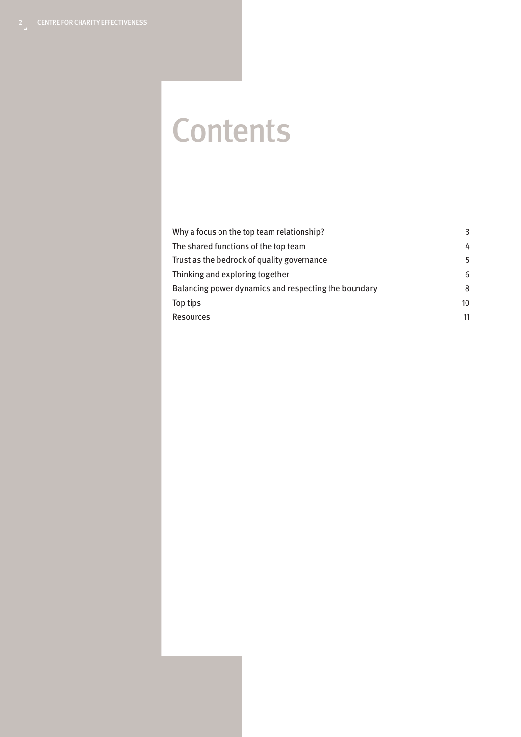# Contents

| | |
|---|---|
| Why a focus on the top team relationship? | 3 |
| The shared functions of the top team | 4 |
| Trust as the bedrock of quality governance | 5 |
| Thinking and exploring together | 6 |
| Balancing power dynamics and respecting the boundary | 8 |
| Top tips | 10 |
| Resources | 11 |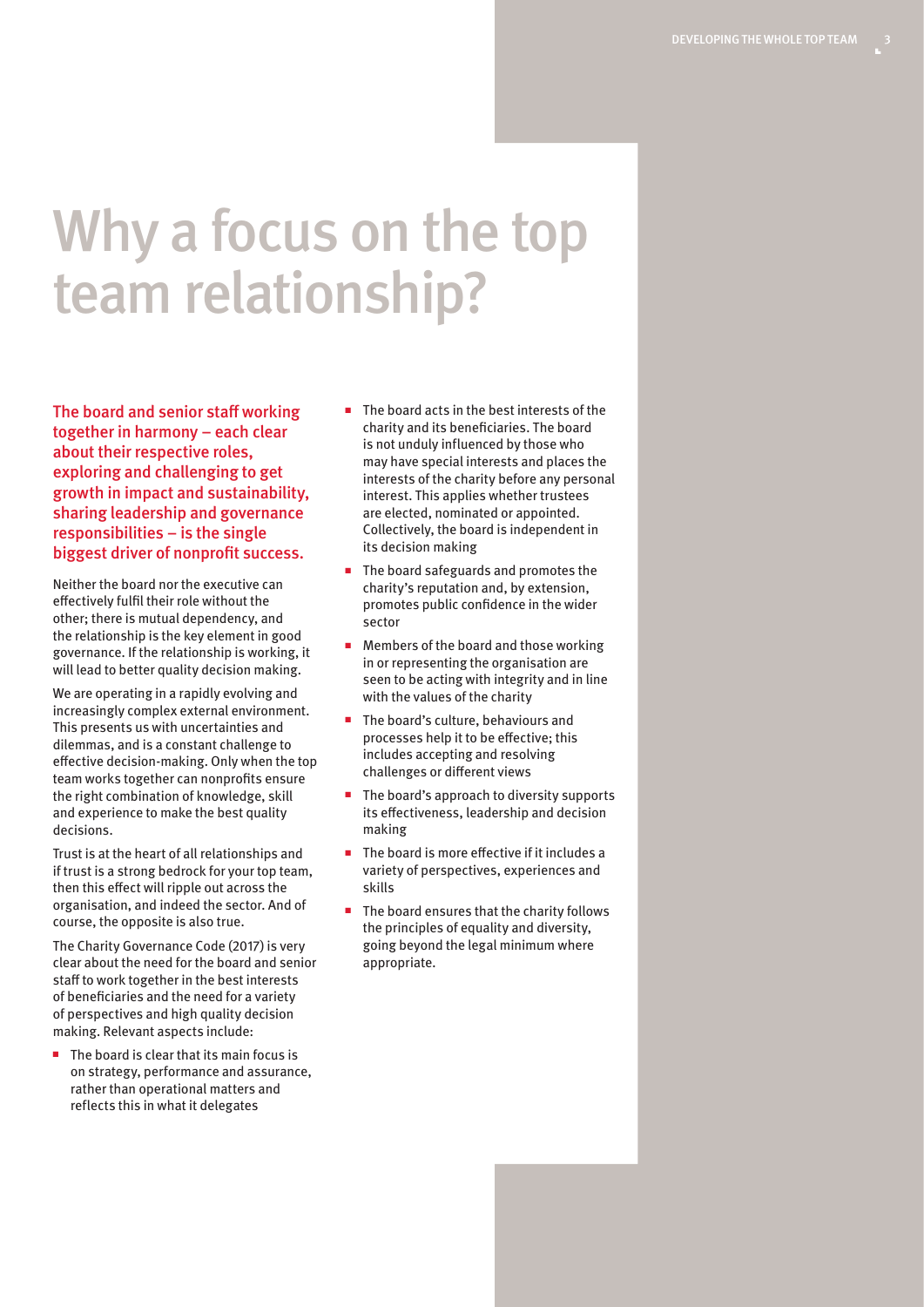# Why a focus on the top team relationship?

**The board and senior staff working together in harmony – each clear about their respective roles, exploring and challenging to get growth in impact and sustainability, sharing leadership and governance responsibilities – is the single biggest driver of nonprofit success.**

Neither the board nor the executive can effectively fulfil their role without the other; there is mutual dependency, and the relationship is the key element in good governance. If the relationship is working, it will lead to better quality decision making.

We are operating in a rapidly evolving and increasingly complex external environment. This presents us with uncertainties and dilemmas, and is a constant challenge to effective decision-making. Only when the top team works together can nonprofits ensure the right combination of knowledge, skill and experience to make the best quality decisions.

Trust is at the heart of all relationships and if trust is a strong bedrock for your top team, then this effect will ripple out across the organisation, and indeed the sector. And of course, the opposite is also true.

The Charity Governance Code (2017) is very clear about the need for the board and senior staff to work together in the best interests of beneficiaries and the need for a variety of perspectives and high quality decision making. Relevant aspects include:

- The board is clear that its main focus is on strategy, performance and assurance, rather than operational matters and reflects this in what it delegates
- The board acts in the best interests of the charity and its beneficiaries. The board is not unduly influenced by those who may have special interests and places the interests of the charity before any personal interest. This applies whether trustees are elected, nominated or appointed. Collectively, the board is independent in its decision making
- The board safeguards and promotes the charity's reputation and, by extension, promotes public confidence in the wider sector
- Members of the board and those working in or representing the organisation are seen to be acting with integrity and in line with the values of the charity
- The board's culture, behaviours and processes help it to be effective; this includes accepting and resolving challenges or different views
- The board's approach to diversity supports its effectiveness, leadership and decision making
- The board is more effective if it includes a variety of perspectives, experiences and skills
- The board ensures that the charity follows the principles of equality and diversity, going beyond the legal minimum where appropriate.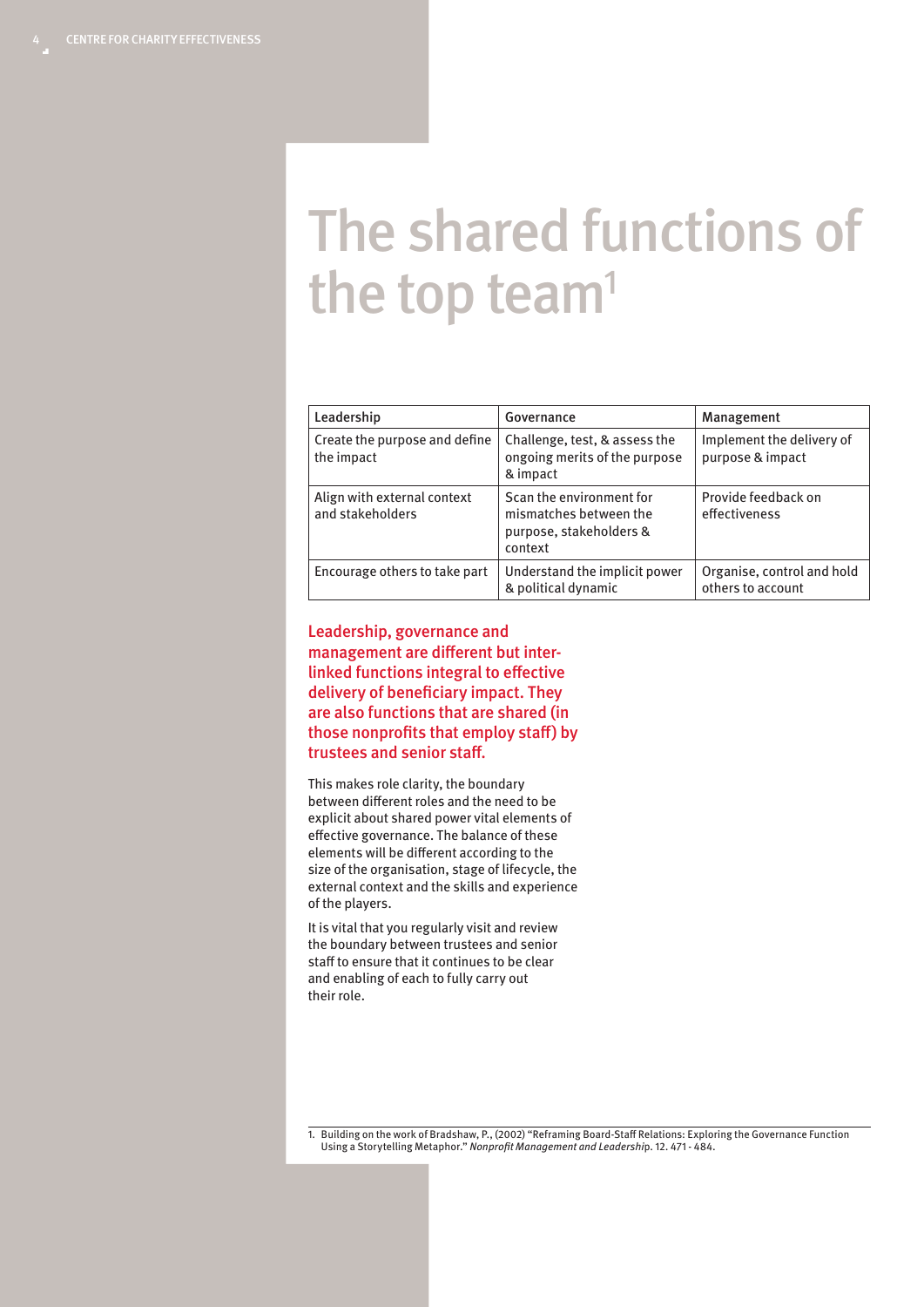# The shared functions of the top team[1]

| Leadership | Governance | Management |
|---|---|---|
| Create the purpose and define the impact | Challenge, test, & assess the ongoing merits of the purpose & impact | Implement the delivery of purpose & impact |
| Align with external context and stakeholders | Scan the environment for mismatches between the purpose, stakeholders & context | Provide feedback on effectiveness |
| Encourage others to take part | Understand the implicit power & political dynamic | Organise, control and hold others to account |

**Leadership, governance and management are different but inter-linked functions integral to effective delivery of beneficiary impact. They are also functions that are shared (in those nonprofits that employ staff) by trustees and senior staff.**

This makes role clarity, the boundary between different roles and the need to be explicit about shared power vital elements of effective governance. The balance of these elements will be different according to the size of the organisation, stage of lifecycle, the external context and the skills and experience of the players.

It is vital that you regularly visit and review the boundary between trustees and senior staff to ensure that it continues to be clear and enabling of each to fully carry out their role.

1. Building on the work of Bradshaw, P., (2002) "Reframing Board-Staff Relations: Exploring the Governance Function Using a Storytelling Metaphor." *Nonprofit Management and Leadership*. 12. 471 - 484.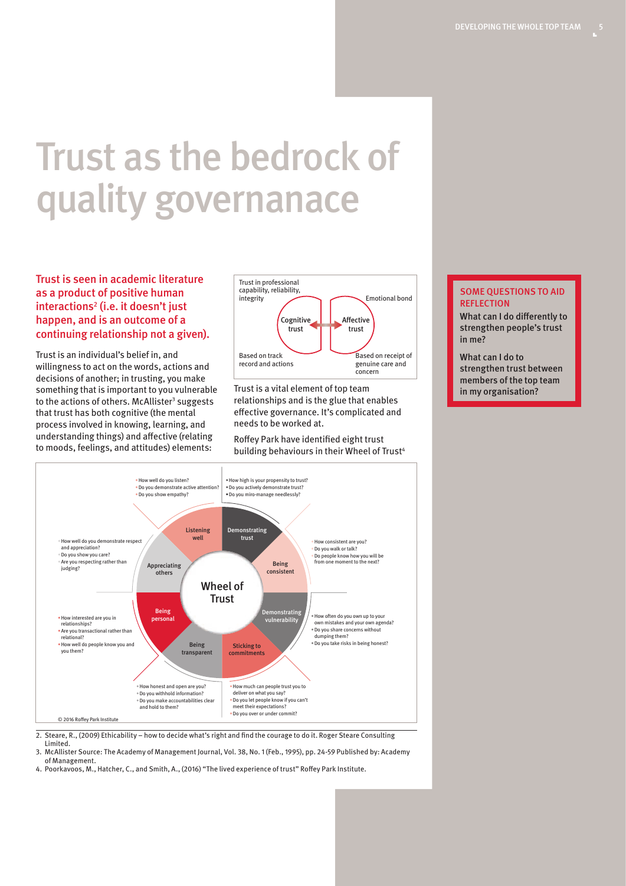# Trust as the bedrock of quality governanace

**Trust is seen in academic literature as a product of positive human interactions[2] (i.e. it doesn't just happen, and is an outcome of a continuing relationship not a given).**

Trust is an individual's belief in, and willingness to act on the words, actions and decisions of another; in trusting, you make something that is important to you vulnerable to the actions of others. McAllister[3] suggests that trust has both cognitive (the mental process involved in knowing, learning, and understanding things) and affective (relating to moods, feelings, and attitudes) elements:

Trust in professional capability, reliability, integrity

Emotional bond

Cognitive trust

Affective trust

Based on track record and actions

Based on receipt of genuine care and concern

Trust is a vital element of top team relationships and is the glue that enables effective governance. It's complicated and needs to be worked at.

Roffey Park have identified eight trust building behaviours in their Wheel of Trust[4]

**SOME QUESTIONS TO AID REFLECTION**

**What can I do differently to strengthen people's trust in me?**

**What can I do to strengthen trust between members of the top team in my organisation?**

**Wheel of Trust**

**Listening well**
- How well do you listen?
- Do you demonstrate active attention?
- Do you show empathy?

**Demonstrating trust**
- How high is your propensity to trust?
- Do you actively demonstrate trust?
- Do you miro-manage needlessly?

**Being consistent**
- How consistent are you?
- Do you walk or talk?
- Do people know how you will be from one moment to the next?

**Demonstrating vulnerability**
- How often do you own up to your own mistakes and your own agenda?
- Do you share concerns without dumping them?
- Do you take risks in being honest?

**Sticking to commitments**
- How much can people trust you to deliver on what you say?
- Do you let people know if you can't meet their expectations?
- Do you over or under commit?

**Being transparent**
- How honest and open are you?
- Do you withhold information?
- Do you make accountabilities clear and hold to them?

**Being personal**
- How interested are you in relationships?
- Are you transactional rather than relational?
- How well do people know you and you them?

**Appreciating others**
- How well do you demonstrate respect and appreciation?
- Do you show you care?
- Are you respecting rather than judging?

© 2016 Roffey Park Institute

2. Steare, R., (2009) Ethicability – how to decide what's right and find the courage to do it. Roger Steare Consulting Limited.
3. McAllister Source: The Academy of Management Journal, Vol. 38, No. 1 (Feb., 1995), pp. 24-59 Published by: Academy of Management.
4. Poorkavoos, M., Hatcher, C., and Smith, A., (2016) "The lived experience of trust" Roffey Park Institute.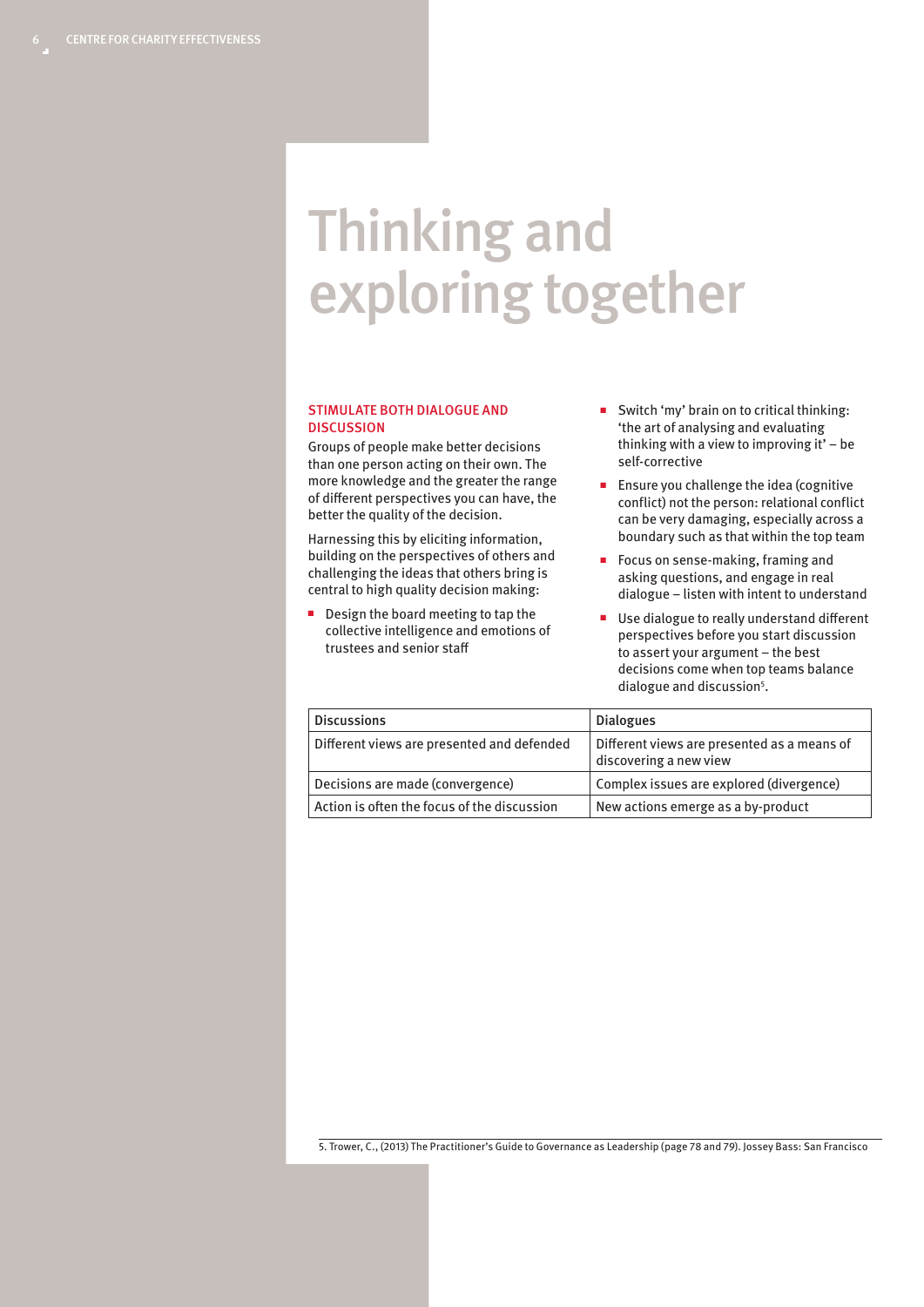# Thinking and exploring together

## STIMULATE BOTH DIALOGUE AND DISCUSSION

Groups of people make better decisions than one person acting on their own. The more knowledge and the greater the range of different perspectives you can have, the better the quality of the decision.

Harnessing this by eliciting information, building on the perspectives of others and challenging the ideas that others bring is central to high quality decision making:

- Design the board meeting to tap the collective intelligence and emotions of trustees and senior staff
- Switch 'my' brain on to critical thinking: 'the art of analysing and evaluating thinking with a view to improving it' – be self-corrective
- Ensure you challenge the idea (cognitive conflict) not the person: relational conflict can be very damaging, especially across a boundary such as that within the top team
- Focus on sense-making, framing and asking questions, and engage in real dialogue – listen with intent to understand
- Use dialogue to really understand different perspectives before you start discussion to assert your argument – the best decisions come when top teams balance dialogue and discussion[5].

| Discussions | Dialogues |
|---|---|
| Different views are presented and defended | Different views are presented as a means of discovering a new view |
| Decisions are made (convergence) | Complex issues are explored (divergence) |
| Action is often the focus of the discussion | New actions emerge as a by-product |

5. Trower, C., (2013) The Practitioner's Guide to Governance as Leadership (page 78 and 79). Jossey Bass: San Francisco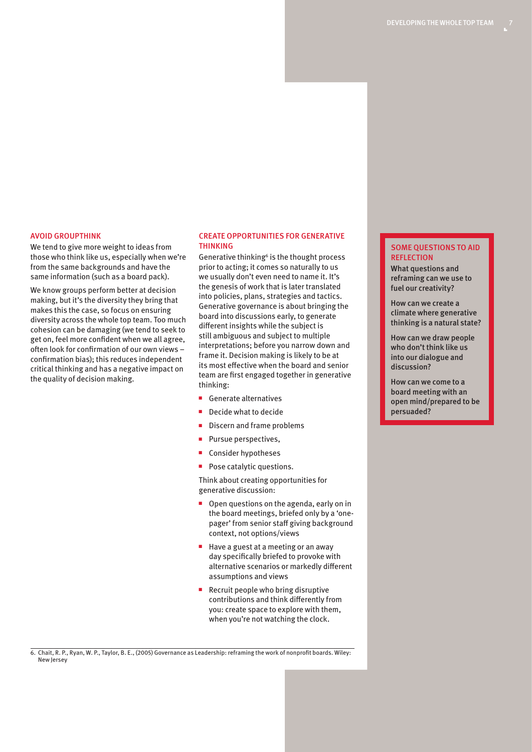## AVOID GROUPTHINK

We tend to give more weight to ideas from those who think like us, especially when we're from the same backgrounds and have the same information (such as a board pack).

We know groups perform better at decision making, but it's the diversity they bring that makes this the case, so focus on ensuring diversity across the whole top team. Too much cohesion can be damaging (we tend to seek to get on, feel more confident when we all agree, often look for confirmation of our own views – confirmation bias); this reduces independent critical thinking and has a negative impact on the quality of decision making.

## CREATE OPPORTUNITIES FOR GENERATIVE THINKING

Generative thinking[6] is the thought process prior to acting; it comes so naturally to us we usually don't even need to name it. It's the genesis of work that is later translated into policies, plans, strategies and tactics. Generative governance is about bringing the board into discussions early, to generate different insights while the subject is still ambiguous and subject to multiple interpretations; before you narrow down and frame it. Decision making is likely to be at its most effective when the board and senior team are first engaged together in generative thinking:

- Generate alternatives
- Decide what to decide
- Discern and frame problems
- Pursue perspectives,
- Consider hypotheses
- Pose catalytic questions.

Think about creating opportunities for generative discussion:

- Open questions on the agenda, early on in the board meetings, briefed only by a 'one-pager' from senior staff giving background context, not options/views
- Have a guest at a meeting or an away day specifically briefed to provoke with alternative scenarios or markedly different assumptions and views
- Recruit people who bring disruptive contributions and think differently from you: create space to explore with them, when you're not watching the clock.

## SOME QUESTIONS TO AID REFLECTION

**What questions and reframing can we use to fuel our creativity?**

**How can we create a climate where generative thinking is a natural state?**

**How can we draw people who don't think like us into our dialogue and discussion?**

**How can we come to a board meeting with an open mind/prepared to be persuaded?**

6. Chait, R. P., Ryan, W. P., Taylor, B. E., (2005) Governance as Leadership: reframing the work of nonprofit boards. Wiley: New Jersey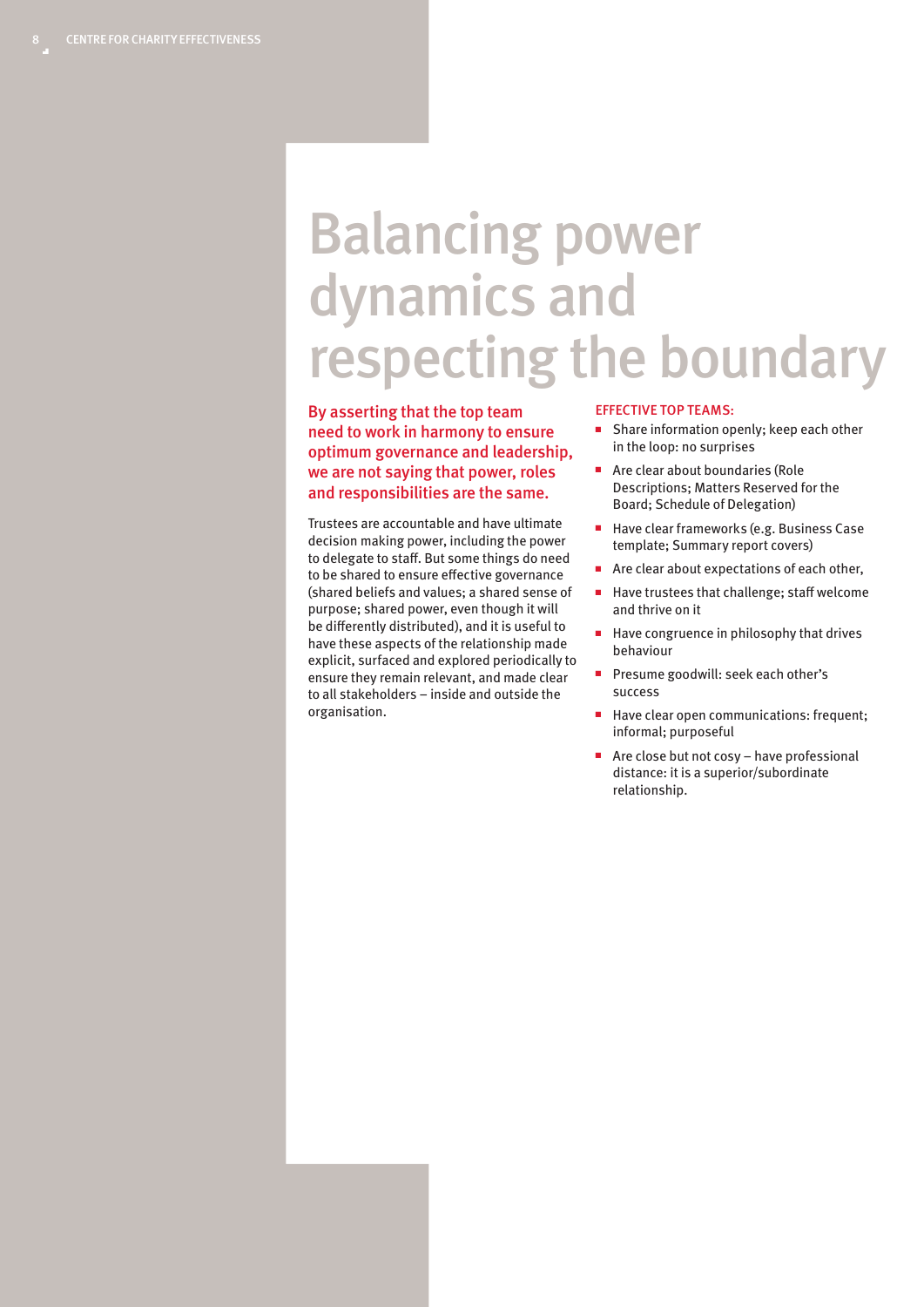# Balancing power dynamics and respecting the boundary

**By asserting that the top team need to work in harmony to ensure optimum governance and leadership, we are not saying that power, roles and responsibilities are the same.**

Trustees are accountable and have ultimate decision making power, including the power to delegate to staff. But some things do need to be shared to ensure effective governance (shared beliefs and values; a shared sense of purpose; shared power, even though it will be differently distributed), and it is useful to have these aspects of the relationship made explicit, surfaced and explored periodically to ensure they remain relevant, and made clear to all stakeholders – inside and outside the organisation.

### EFFECTIVE TOP TEAMS:

- Share information openly; keep each other in the loop: no surprises
- Are clear about boundaries (Role Descriptions; Matters Reserved for the Board; Schedule of Delegation)
- Have clear frameworks (e.g. Business Case template; Summary report covers)
- Are clear about expectations of each other,
- Have trustees that challenge; staff welcome and thrive on it
- Have congruence in philosophy that drives behaviour
- Presume goodwill: seek each other's success
- Have clear open communications: frequent; informal; purposeful
- Are close but not cosy – have professional distance: it is a superior/subordinate relationship.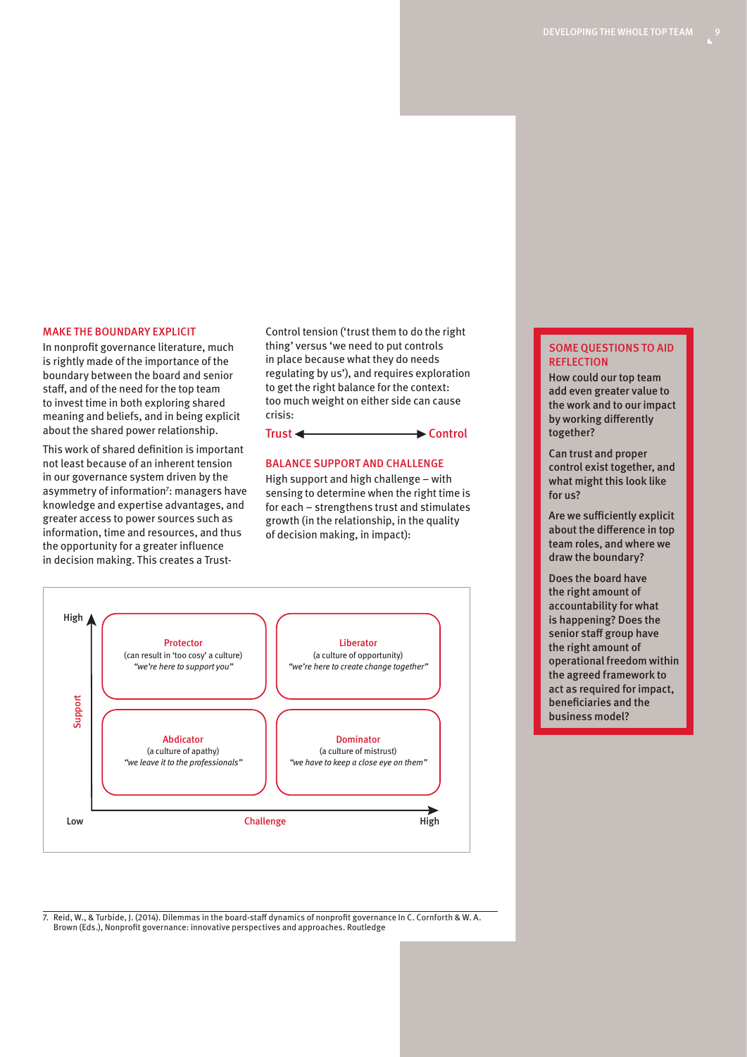## MAKE THE BOUNDARY EXPLICIT

In nonprofit governance literature, much is rightly made of the importance of the boundary between the board and senior staff, and of the need for the top team to invest time in both exploring shared meaning and beliefs, and in being explicit about the shared power relationship.

This work of shared definition is important not least because of an inherent tension in our governance system driven by the asymmetry of information[7]: managers have knowledge and expertise advantages, and greater access to power sources such as information, time and resources, and thus the opportunity for a greater influence in decision making. This creates a Trust-Control tension ('trust them to do the right thing' versus 'we need to put controls in place because what they do needs regulating by us'), and requires exploration to get the right balance for the context: too much weight on either side can cause crisis:

Trust ◄——————► Control

## BALANCE SUPPORT AND CHALLENGE

High support and high challenge – with sensing to determine when the right time is for each – strengthens trust and stimulates growth (in the relationship, in the quality of decision making, in impact):

| Support / Challenge | Low Challenge | High Challenge |
|---|---|---|
| High Support | **Protector** (can result in 'too cosy' a culture) *"we're here to support you"* | **Liberator** (a culture of opportunity) *"we're here to create change together"* |
| Low Support | **Abdicator** (a culture of apathy) *"we leave it to the professionals"* | **Dominator** (a culture of mistrust) *"we have to keep a close eye on them"* |

## SOME QUESTIONS TO AID REFLECTION

**How could our top team add even greater value to the work and to our impact by working differently together?**

**Can trust and proper control exist together, and what might this look like for us?**

**Are we sufficiently explicit about the difference in top team roles, and where we draw the boundary?**

**Does the board have the right amount of accountability for what is happening? Does the senior staff group have the right amount of operational freedom within the agreed framework to act as required for impact, beneficiaries and the business model?**

---

7. Reid, W., & Turbide, J. (2014). Dilemmas in the board-staff dynamics of nonprofit governance In C. Cornforth & W. A. Brown (Eds.), Nonprofit governance: innovative perspectives and approaches. Routledge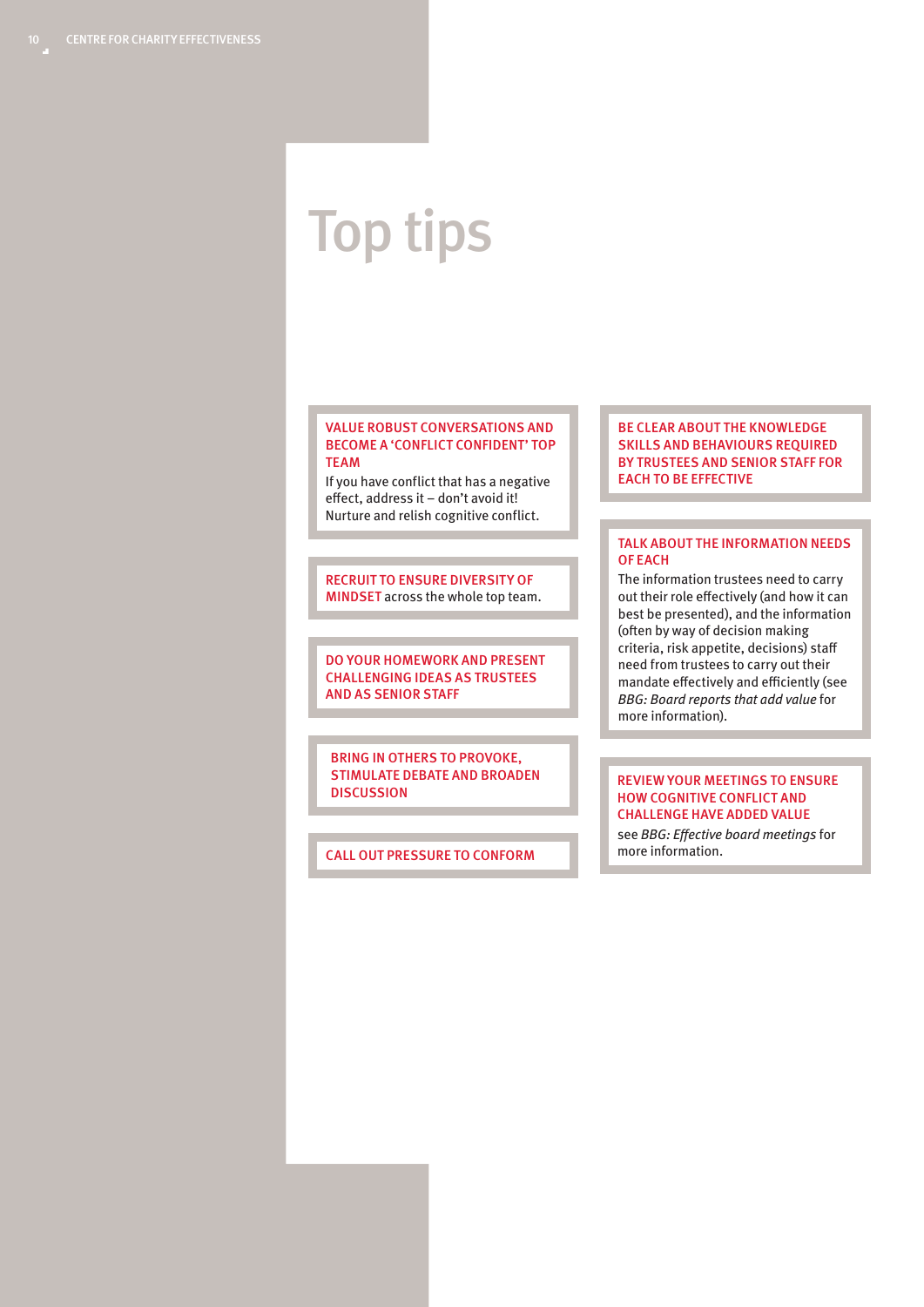# Top tips

**VALUE ROBUST CONVERSATIONS AND BECOME A 'CONFLICT CONFIDENT' TOP TEAM**

If you have conflict that has a negative effect, address it – don't avoid it! Nurture and relish cognitive conflict.

**RECRUIT TO ENSURE DIVERSITY OF MINDSET** across the whole top team.

**DO YOUR HOMEWORK AND PRESENT CHALLENGING IDEAS AS TRUSTEES AND AS SENIOR STAFF**

**BRING IN OTHERS TO PROVOKE, STIMULATE DEBATE AND BROADEN DISCUSSION**

**CALL OUT PRESSURE TO CONFORM**

**BE CLEAR ABOUT THE KNOWLEDGE SKILLS AND BEHAVIOURS REQUIRED BY TRUSTEES AND SENIOR STAFF FOR EACH TO BE EFFECTIVE**

**TALK ABOUT THE INFORMATION NEEDS OF EACH**

The information trustees need to carry out their role effectively (and how it can best be presented), and the information (often by way of decision making criteria, risk appetite, decisions) staff need from trustees to carry out their mandate effectively and efficiently (see *BBG: Board reports that add value* for more information).

**REVIEW YOUR MEETINGS TO ENSURE HOW COGNITIVE CONFLICT AND CHALLENGE HAVE ADDED VALUE**

see *BBG: Effective board meetings* for more information.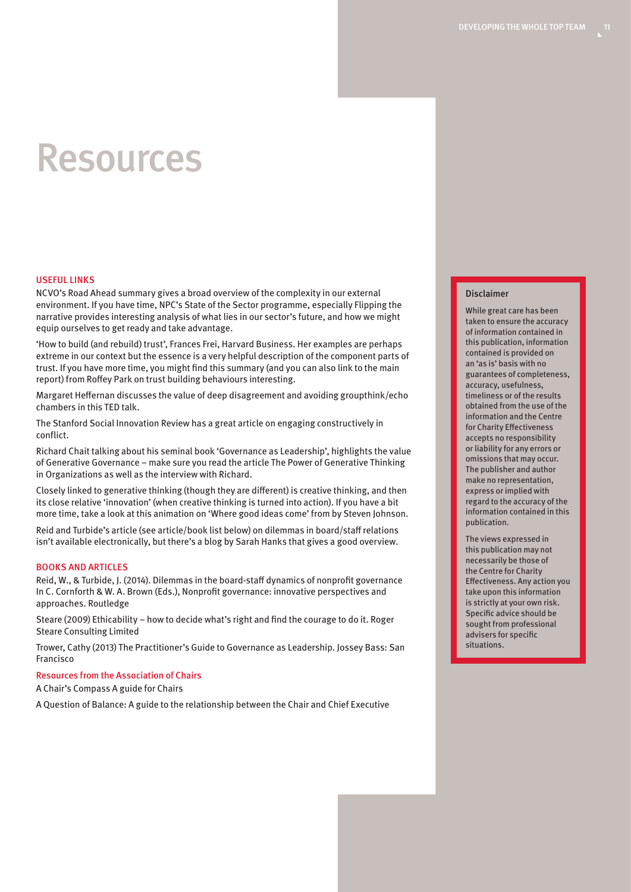# Resources

### USEFUL LINKS

NCVO's Road Ahead summary gives a broad overview of the complexity in our external environment. If you have time, NPC's State of the Sector programme, especially Flipping the narrative provides interesting analysis of what lies in our sector's future, and how we might equip ourselves to get ready and take advantage.

'How to build (and rebuild) trust', Frances Frei, Harvard Business. Her examples are perhaps extreme in our context but the essence is a very helpful description of the component parts of trust. If you have more time, you might find this summary (and you can also link to the main report) from Roffey Park on trust building behaviours interesting.

Margaret Heffernan discusses the value of deep disagreement and avoiding groupthink/echo chambers in this TED talk.

The Stanford Social Innovation Review has a great article on engaging constructively in conflict.

Richard Chait talking about his seminal book 'Governance as Leadership', highlights the value of Generative Governance – make sure you read the article The Power of Generative Thinking in Organizations as well as the interview with Richard.

Closely linked to generative thinking (though they are different) is creative thinking, and then its close relative 'innovation' (when creative thinking is turned into action). If you have a bit more time, take a look at this animation on 'Where good ideas come' from by Steven Johnson.

Reid and Turbide's article (see article/book list below) on dilemmas in board/staff relations isn't available electronically, but there's a blog by Sarah Hanks that gives a good overview.

### BOOKS AND ARTICLES

Reid, W., & Turbide, J. (2014). Dilemmas in the board-staff dynamics of nonprofit governance In C. Cornforth & W. A. Brown (Eds.), Nonprofit governance: innovative perspectives and approaches. Routledge

Steare (2009) Ethicability – how to decide what's right and find the courage to do it. Roger Steare Consulting Limited

Trower, Cathy (2013) The Practitioner's Guide to Governance as Leadership. Jossey Bass: San Francisco

#### Resources from the Association of Chairs

A Chair's Compass A guide for Chairs

A Question of Balance: A guide to the relationship between the Chair and Chief Executive

**Disclaimer**

While great care has been taken to ensure the accuracy of information contained in this publication, information contained is provided on an 'as is' basis with no guarantees of completeness, accuracy, usefulness, timeliness or of the results obtained from the use of the information and the Centre for Charity Effectiveness accepts no responsibility or liability for any errors or omissions that may occur. The publisher and author make no representation, express or implied with regard to the accuracy of the information contained in this publication.

The views expressed in this publication may not necessarily be those of the Centre for Charity Effectiveness. Any action you take upon this information is strictly at your own risk. Specific advice should be sought from professional advisers for specific situations.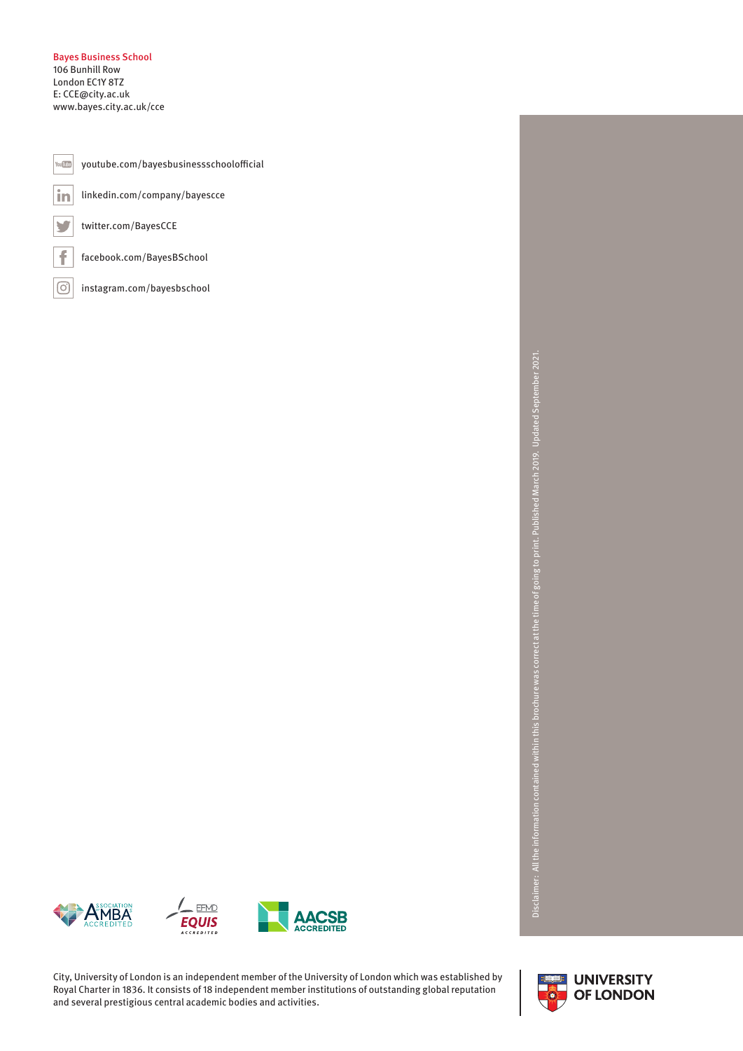**Bayes Business School**
106 Bunhill Row
London EC1Y 8TZ
E: CCE@city.ac.uk
www.bayes.city.ac.uk/cce

youtube.com/bayesbusinessschoolofficial

linkedin.com/company/bayescce

twitter.com/BayesCCE

facebook.com/BayesBSchool

instagram.com/bayesbschool

Disclaimer: All the information contained within this brochure was correct at the time of going to print. Published March 2019. Updated September 2021.

ASSOCIATION AMBA ACCREDITED

EFMD EQUIS ACCREDITED

AACSB ACCREDITED

City, University of London is an independent member of the University of London which was established by Royal Charter in 1836. It consists of 18 independent member institutions of outstanding global reputation and several prestigious central academic bodies and activities.

UNIVERSITY OF LONDON